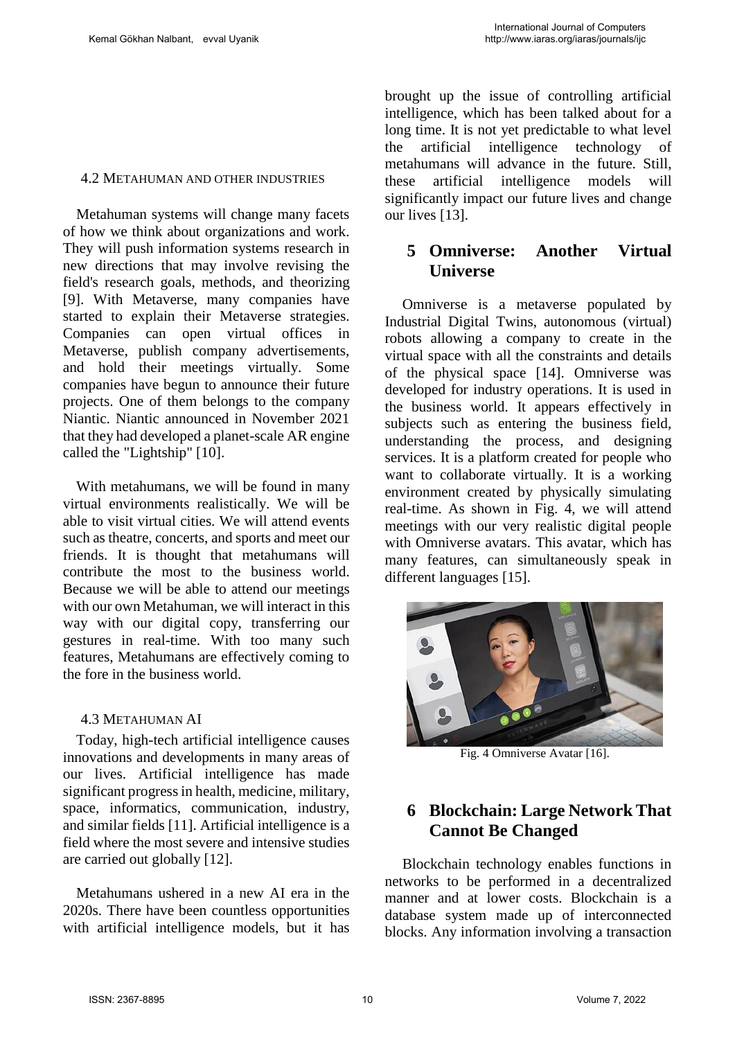### 4.2 Metahuman and other industries

Metahuman systems will change many facets of how we think about organizations and work. They will push information systems research in new directions that may involve revising the field's research goals, methods, and theorizing [9]. With Metaverse, many companies have started to explain their Metaverse strategies. Companies can open virtual offices in Metaverse, publish company advertisements, and hold their meetings virtually. Some companies have begun to announce their future projects. One of them belongs to the company Niantic. Niantic announced in November 2021 that they had developed a planet-scale AR engine called the "Lightship" [10].

With metahumans, we will be found in many virtual environments realistically. We will be able to visit virtual cities. We will attend events such as theatre, concerts, and sports and meet our friends. It is thought that metahumans will contribute the most to the business world. Because we will be able to attend our meetings with our own Metahuman, we will interact in this way with our digital copy, transferring our gestures in real-time. With too many such features, Metahumans are effectively coming to the fore in the business world.

### 4.3 Metahuman AI

Today, high-tech artificial intelligence causes innovations and developments in many areas of our lives. Artificial intelligence has made significant progress in health, medicine, military, space, informatics, communication, industry, and similar fields [11]. Artificial intelligence is a field where the most severe and intensive studies are carried out globally [12].

Metahumans ushered in a new AI era in the 2020s. There have been countless opportunities with artificial intelligence models, but it has brought up the issue of controlling artificial intelligence, which has been talked about for a long time. It is not yet predictable to what level the artificial intelligence technology of metahumans will advance in the future. Still, these artificial intelligence models will significantly impact our future lives and change our lives [13].

## 5 Omniverse: Another Virtual Universe

Omniverse is a metaverse populated by Industrial Digital Twins, autonomous (virtual) robots allowing a company to create in the virtual space with all the constraints and details of the physical space [14]. Omniverse was developed for industry operations. It is used in the business world. It appears effectively in subjects such as entering the business field, understanding the process, and designing services. It is a platform created for people who want to collaborate virtually. It is a working environment created by physically simulating real-time. As shown in Fig. 4, we will attend meetings with our very realistic digital people with Omniverse avatars. This avatar, which has many features, can simultaneously speak in different languages [15].

Fig. 4 Omniverse Avatar [16].

## 6 Blockchain: Large Network That Cannot Be Changed

Blockchain technology enables functions in networks to be performed in a decentralized manner and at lower costs. Blockchain is a database system made up of interconnected blocks. Any information involving a transaction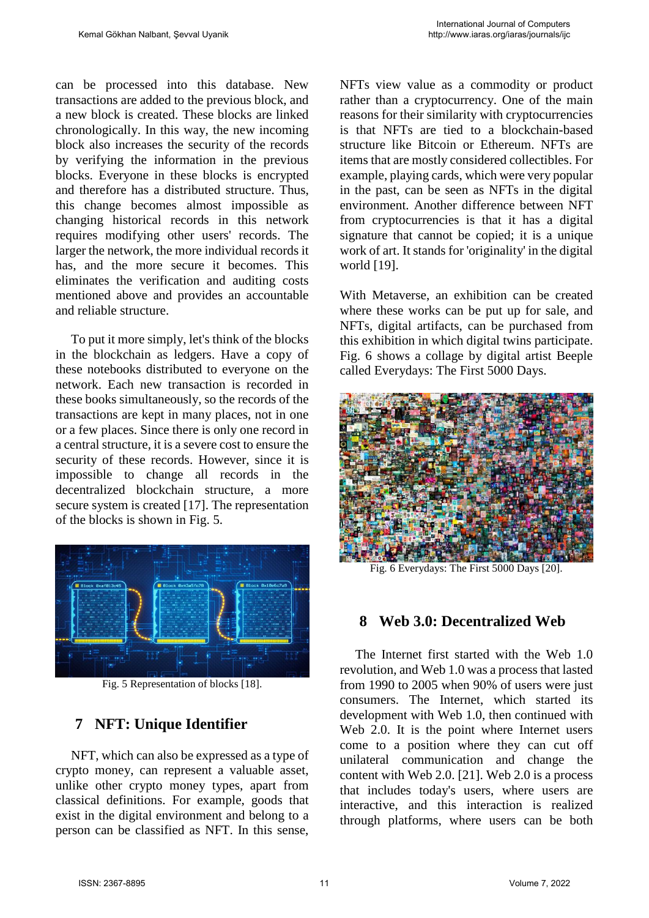can be processed into this database. New transactions are added to the previous block, and a new block is created. These blocks are linked chronologically. In this way, the new incoming block also increases the security of the records by verifying the information in the previous blocks. Everyone in these blocks is encrypted and therefore has a distributed structure. Thus, this change becomes almost impossible as changing historical records in this network requires modifying other users' records. The larger the network, the more individual records it has, and the more secure it becomes. This eliminates the verification and auditing costs mentioned above and provides an accountable and reliable structure.

To put it more simply, let's think of the blocks in the blockchain as ledgers. Have a copy of these notebooks distributed to everyone on the network. Each new transaction is recorded in these books simultaneously, so the records of the transactions are kept in many places, not in one or a few places. Since there is only one record in a central structure, it is a severe cost to ensure the security of these records. However, since it is impossible to change all records in the decentralized blockchain structure, a more secure system is created [17]. The representation of the blocks is shown in Fig. 5.

Fig. 5 Representation of blocks [18].

## 7 NFT: Unique Identifier

NFT, which can also be expressed as a type of crypto money, can represent a valuable asset, unlike other crypto money types, apart from classical definitions. For example, goods that exist in the digital environment and belong to a person can be classified as NFT. In this sense, NFTs view value as a commodity or product rather than a cryptocurrency. One of the main reasons for their similarity with cryptocurrencies is that NFTs are tied to a blockchain-based structure like Bitcoin or Ethereum. NFTs are items that are mostly considered collectibles. For example, playing cards, which were very popular in the past, can be seen as NFTs in the digital environment. Another difference between NFT from cryptocurrencies is that it has a digital signature that cannot be copied; it is a unique work of art. It stands for 'originality' in the digital world [19].

With Metaverse, an exhibition can be created where these works can be put up for sale, and NFTs, digital artifacts, can be purchased from this exhibition in which digital twins participate. Fig. 6 shows a collage by digital artist Beeple called Everydays: The First 5000 Days.

Fig. 6 Everydays: The First 5000 Days [20].

## 8 Web 3.0: Decentralized Web

The Internet first started with the Web 1.0 revolution, and Web 1.0 was a process that lasted from 1990 to 2005 when 90% of users were just consumers. The Internet, which started its development with Web 1.0, then continued with Web 2.0. It is the point where Internet users come to a position where they can cut off unilateral communication and change the content with Web 2.0. [21]. Web 2.0 is a process that includes today's users, where users are interactive, and this interaction is realized through platforms, where users can be both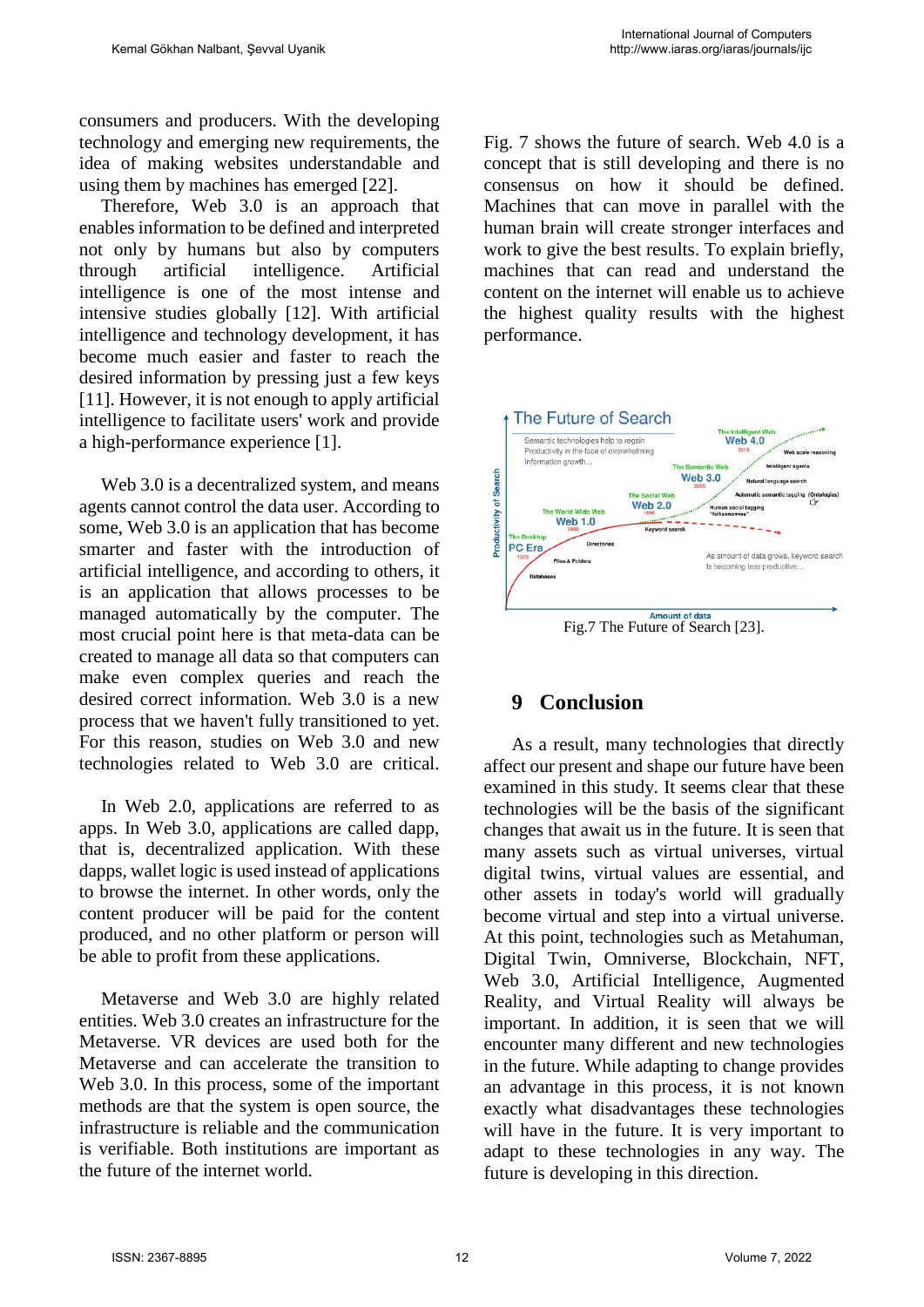consumers and producers. With the developing technology and emerging new requirements, the idea of making websites understandable and using them by machines has emerged [22].

Therefore, Web 3.0 is an approach that enables information to be defined and interpreted not only by humans but also by computers through artificial intelligence. Artificial intelligence is one of the most intense and intensive studies globally [12]. With artificial intelligence and technology development, it has become much easier and faster to reach the desired information by pressing just a few keys [11]. However, it is not enough to apply artificial intelligence to facilitate users' work and provide a high-performance experience [1].

Web 3.0 is a decentralized system, and means agents cannot control the data user. According to some, Web 3.0 is an application that has become smarter and faster with the introduction of artificial intelligence, and according to others, it is an application that allows processes to be managed automatically by the computer. The most crucial point here is that meta-data can be created to manage all data so that computers can make even complex queries and reach the desired correct information. Web 3.0 is a new process that we haven't fully transitioned to yet. For this reason, studies on Web 3.0 and new technologies related to Web 3.0 are critical.

In Web 2.0, applications are referred to as apps. In Web 3.0, applications are called dapp, that is, decentralized application. With these dapps, wallet logic is used instead of applications to browse the internet. In other words, only the content producer will be paid for the content produced, and no other platform or person will be able to profit from these applications.

Metaverse and Web 3.0 are highly related entities. Web 3.0 creates an infrastructure for the Metaverse. VR devices are used both for the Metaverse and can accelerate the transition to Web 3.0. In this process, some of the important methods are that the system is open source, the infrastructure is reliable and the communication is verifiable. Both institutions are important as the future of the internet world.

Fig. 7 shows the future of search. Web 4.0 is a concept that is still developing and there is no consensus on how it should be defined. Machines that can move in parallel with the human brain will create stronger interfaces and work to give the best results. To explain briefly, machines that can read and understand the content on the internet will enable us to achieve the highest quality results with the highest performance.

Fig.7 The Future of Search [23].

## 9 Conclusion

As a result, many technologies that directly affect our present and shape our future have been examined in this study. It seems clear that these technologies will be the basis of the significant changes that await us in the future. It is seen that many assets such as virtual universes, virtual digital twins, virtual values are essential, and other assets in today's world will gradually become virtual and step into a virtual universe. At this point, technologies such as Metahuman, Digital Twin, Omniverse, Blockchain, NFT, Web 3.0, Artificial Intelligence, Augmented Reality, and Virtual Reality will always be important. In addition, it is seen that we will encounter many different and new technologies in the future. While adapting to change provides an advantage in this process, it is not known exactly what disadvantages these technologies will have in the future. It is very important to adapt to these technologies in any way. The future is developing in this direction.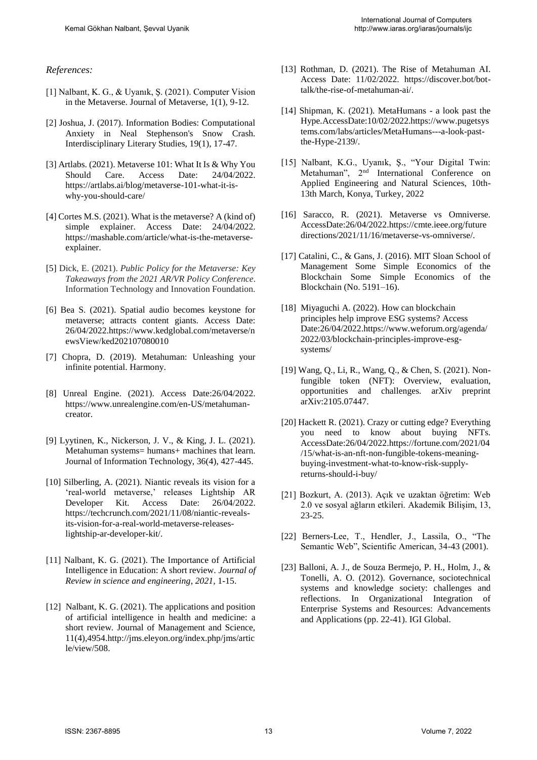*References:*

[1] Nalbant, K. G., & Uyanık, Ş. (2021). Computer Vision in the Metaverse. Journal of Metaverse, 1(1), 9-12.

[2] Joshua, J. (2017). Information Bodies: Computational Anxiety in Neal Stephenson's Snow Crash. Interdisciplinary Literary Studies, 19(1), 17-47.

[3] Artlabs. (2021). Metaverse 101: What It Is & Why You Should Care. Access Date: 24/04/2022. https://artlabs.ai/blog/metaverse-101-what-it-is-why-you-should-care/

[4] Cortes M.S. (2021). What is the metaverse? A (kind of) simple explainer. Access Date: 24/04/2022. https://mashable.com/article/what-is-the-metaverse-explainer.

[5] Dick, E. (2021). *Public Policy for the Metaverse: Key Takeaways from the 2021 AR/VR Policy Conference*. Information Technology and Innovation Foundation.

[6] Bea S. (2021). Spatial audio becomes keystone for metaverse; attracts content giants. Access Date: 26/04/2022.https://www.kedglobal.com/metaverse/newsView/ked202107080010

[7] Chopra, D. (2019). Metahuman: Unleashing your infinite potential. Harmony.

[8] Unreal Engine. (2021). Access Date:26/04/2022. https://www.unrealengine.com/en-US/metahuman-creator.

[9] Lyytinen, K., Nickerson, J. V., & King, J. L. (2021). Metahuman systems= humans+ machines that learn. Journal of Information Technology, 36(4), 427-445.

[10] Silberling, A. (2021). Niantic reveals its vision for a 'real-world metaverse,' releases Lightship AR Developer Kit. Access Date: 26/04/2022. https://techcrunch.com/2021/11/08/niantic-reveals-its-vision-for-a-real-world-metaverse-releases-lightship-ar-developer-kit/.

[11] Nalbant, K. G. (2021). The Importance of Artificial Intelligence in Education: A short review. *Journal of Review in science and engineering*, *2021*, 1-15.

[12] Nalbant, K. G. (2021). The applications and position of artificial intelligence in health and medicine: a short review. Journal of Management and Science, 11(4),4954.http://jms.eleyon.org/index.php/jms/article/view/508.

[13] Rothman, D. (2021). The Rise of Metahuman AI. Access Date: 11/02/2022. https://discover.bot/bot-talk/the-rise-of-metahuman-ai/.

[14] Shipman, K. (2021). MetaHumans - a look past the Hype.AccessDate:10/02/2022.https://www.pugetsystems.com/labs/articles/MetaHumans---a-look-past-the-Hype-2139/.

[15] Nalbant, K.G., Uyanık, Ş., "Your Digital Twin: Metahuman", 2nd International Conference on Applied Engineering and Natural Sciences, 10th-13th March, Konya, Turkey, 2022

[16] Saracco, R. (2021). Metaverse vs Omniverse. AccessDate:26/04/2022.https://cmte.ieee.org/futuredirections/2021/11/16/metaverse-vs-omniverse/.

[17] Catalini, C., & Gans, J. (2016). MIT Sloan School of Management Some Simple Economics of the Blockchain Some Simple Economics of the Blockchain (No. 5191–16).

[18] Miyaguchi A. (2022). How can blockchain principles help improve ESG systems? Access Date:26/04/2022.https://www.weforum.org/agenda/2022/03/blockchain-principles-improve-esg-systems/

[19] Wang, Q., Li, R., Wang, Q., & Chen, S. (2021). Non-fungible token (NFT): Overview, evaluation, opportunities and challenges. arXiv preprint arXiv:2105.07447.

[20] Hackett R. (2021). Crazy or cutting edge? Everything you need to know about buying NFTs. AccessDate:26/04/2022.https://fortune.com/2021/04/15/what-is-an-nft-non-fungible-tokens-meaning-buying-investment-what-to-know-risk-supply-returns-should-i-buy/

[21] Bozkurt, A. (2013). Açık ve uzaktan öğretim: Web 2.0 ve sosyal ağların etkileri. Akademik Bilişim, 13, 23-25.

[22] Berners-Lee, T., Hendler, J., Lassila, O., "The Semantic Web", Scientific American, 34-43 (2001).

[23] Balloni, A. J., de Souza Bermejo, P. H., Holm, J., & Tonelli, A. O. (2012). Governance, sociotechnical systems and knowledge society: challenges and reflections. In Organizational Integration of Enterprise Systems and Resources: Advancements and Applications (pp. 22-41). IGI Global.